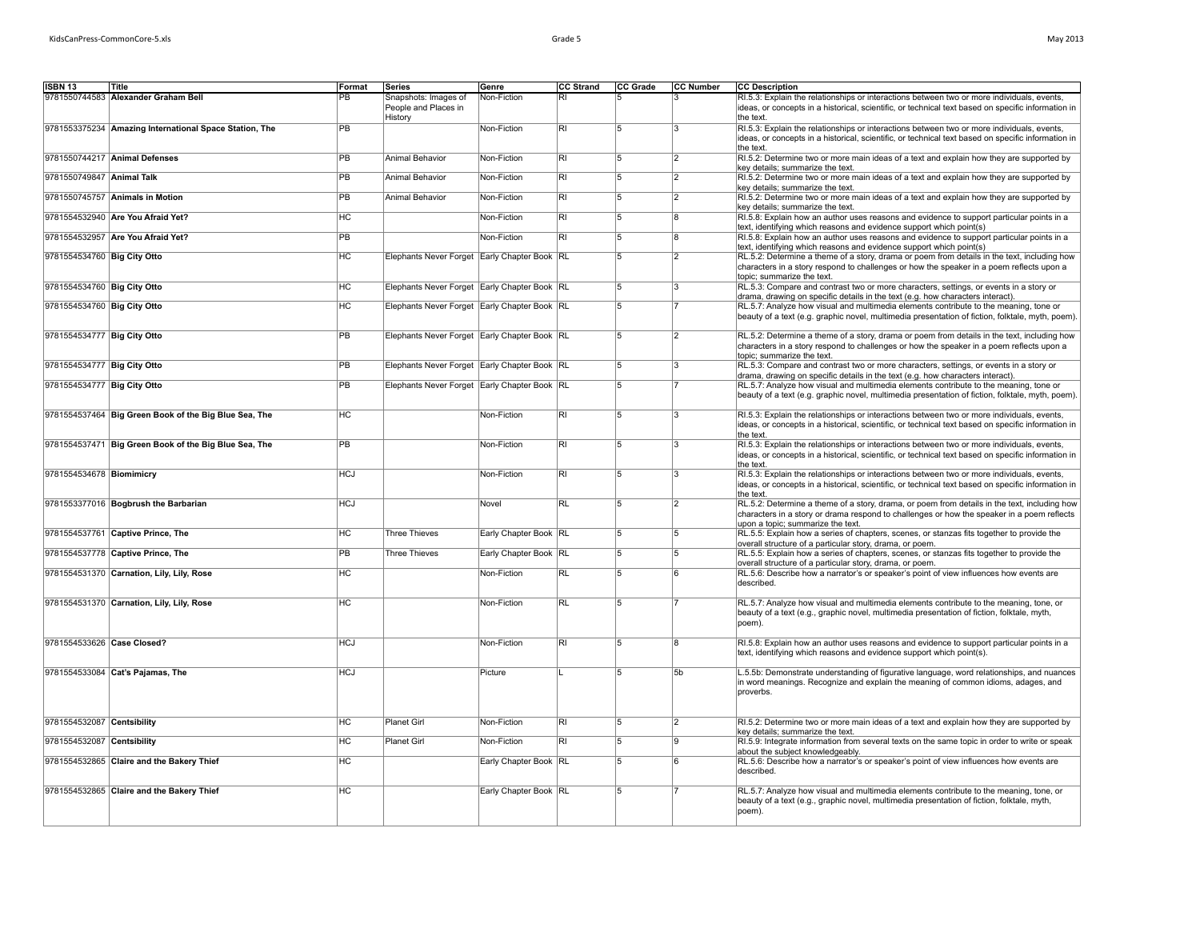| ISBN 13 | Title | Format | Series | Genre | CC Strand | CC Grade | CC Number | CC Description |
|---|---|---|---|---|---|---|---|---|
| 9781550744583 | **Alexander Graham Bell** | PB | Snapshots: Images of People and Places in History | Non-Fiction | RI | 5 | 3 | RI.5.3: Explain the relationships or interactions between two or more individuals, events, ideas, or concepts in a historical, scientific, or technical text based on specific information in the text. |
| 9781553375234 | **Amazing International Space Station, The** | PB | | Non-Fiction | RI | 5 | 3 | RI.5.3: Explain the relationships or interactions between two or more individuals, events, ideas, or concepts in a historical, scientific, or technical text based on specific information in the text. |
| 9781550744217 | **Animal Defenses** | PB | Animal Behavior | Non-Fiction | RI | 5 | 2 | RI.5.2: Determine two or more main ideas of a text and explain how they are supported by key details; summarize the text. |
| 9781550749847 | **Animal Talk** | PB | Animal Behavior | Non-Fiction | RI | 5 | 2 | RI.5.2: Determine two or more main ideas of a text and explain how they are supported by key details; summarize the text. |
| 9781550745757 | **Animals in Motion** | PB | Animal Behavior | Non-Fiction | RI | 5 | 2 | RI.5.2: Determine two or more main ideas of a text and explain how they are supported by key details; summarize the text. |
| 9781554532940 | **Are You Afraid Yet?** | HC | | Non-Fiction | RI | 5 | 8 | RI.5.8: Explain how an author uses reasons and evidence to support particular points in a text, identifying which reasons and evidence support which point(s) |
| 9781554532957 | **Are You Afraid Yet?** | PB | | Non-Fiction | RI | 5 | 8 | RI.5.8: Explain how an author uses reasons and evidence to support particular points in a text, identifying which reasons and evidence support which point(s) |
| 9781554534760 | **Big City Otto** | HC | Elephants Never Forget | Early Chapter Book | RL | 5 | 2 | RL.5.2: Determine a theme of a story, drama or poem from details in the text, including how characters in a story respond to challenges or how the speaker in a poem reflects upon a topic; summarize the text. |
| 9781554534760 | **Big City Otto** | HC | Elephants Never Forget | Early Chapter Book | RL | 5 | 3 | RL.5.3: Compare and contrast two or more characters, settings, or events in a story or drama, drawing on specific details in the text (e.g. how characters interact). |
| 9781554534760 | **Big City Otto** | HC | Elephants Never Forget | Early Chapter Book | RL | 5 | 7 | RL.5.7: Analyze how visual and multimedia elements contribute to the meaning, tone or beauty of a text (e.g. graphic novel, multimedia presentation of fiction, folktale, myth, poem). |
| 9781554534777 | **Big City Otto** | PB | Elephants Never Forget | Early Chapter Book | RL | 5 | 2 | RL.5.2: Determine a theme of a story, drama or poem from details in the text, including how characters in a story respond to challenges or how the speaker in a poem reflects upon a topic; summarize the text. |
| 9781554534777 | **Big City Otto** | PB | Elephants Never Forget | Early Chapter Book | RL | 5 | 3 | RL.5.3: Compare and contrast two or more characters, settings, or events in a story or drama, drawing on specific details in the text (e.g. how characters interact). |
| 9781554534777 | **Big City Otto** | PB | Elephants Never Forget | Early Chapter Book | RL | 5 | 7 | RL.5.7: Analyze how visual and multimedia elements contribute to the meaning, tone or beauty of a text (e.g. graphic novel, multimedia presentation of fiction, folktale, myth, poem). |
| 9781554537464 | **Big Green Book of the Big Blue Sea, The** | HC | | Non-Fiction | RI | 5 | 3 | RI.5.3: Explain the relationships or interactions between two or more individuals, events, ideas, or concepts in a historical, scientific, or technical text based on specific information in the text. |
| 9781554537471 | **Big Green Book of the Big Blue Sea, The** | PB | | Non-Fiction | RI | 5 | 3 | RI.5.3: Explain the relationships or interactions between two or more individuals, events, ideas, or concepts in a historical, scientific, or technical text based on specific information in the text. |
| 9781554534678 | **Biomimicry** | HCJ | | Non-Fiction | RI | 5 | 3 | RI.5.3: Explain the relationships or interactions between two or more individuals, events, ideas, or concepts in a historical, scientific, or technical text based on specific information in the text. |
| 9781553377016 | **Bogbrush the Barbarian** | HCJ | | Novel | RL | 5 | 2 | RL.5.2: Determine a theme of a story, drama, or poem from details in the text, including how characters in a story or drama respond to challenges or how the speaker in a poem reflects upon a topic; summarize the text. |
| 9781554537761 | **Captive Prince, The** | HC | Three Thieves | Early Chapter Book | RL | 5 | 5 | RL.5.5: Explain how a series of chapters, scenes, or stanzas fits together to provide the overall structure of a particular story, drama, or poem. |
| 9781554537778 | **Captive Prince, The** | PB | Three Thieves | Early Chapter Book | RL | 5 | 5 | RL.5.5: Explain how a series of chapters, scenes, or stanzas fits together to provide the overall structure of a particular story, drama, or poem. |
| 9781554531370 | **Carnation, Lily, Lily, Rose** | HC | | Non-Fiction | RL | 5 | 6 | RL.5.6: Describe how a narrator's or speaker's point of view influences how events are described. |
| 9781554531370 | **Carnation, Lily, Lily, Rose** | HC | | Non-Fiction | RL | 5 | 7 | RL.5.7: Analyze how visual and multimedia elements contribute to the meaning, tone, or beauty of a text (e.g., graphic novel, multimedia presentation of fiction, folktale, myth, poem). |
| 9781554533626 | **Case Closed?** | HCJ | | Non-Fiction | RI | 5 | 8 | RI.5.8: Explain how an author uses reasons and evidence to support particular points in a text, identifying which reasons and evidence support which point(s). |
| 9781554533084 | **Cat's Pajamas, The** | HCJ | | Picture | L | 5 | 5b | L.5.5b: Demonstrate understanding of figurative language, word relationships, and nuances in word meanings. Recognize and explain the meaning of common idioms, adages, and proverbs. |
| 9781554532087 | **Centsibility** | HC | Planet Girl | Non-Fiction | RI | 5 | 2 | RI.5.2: Determine two or more main ideas of a text and explain how they are supported by key details; summarize the text. |
| 9781554532087 | **Centsibility** | HC | Planet Girl | Non-Fiction | RI | 5 | 9 | RI.5.9: Integrate information from several texts on the same topic in order to write or speak about the subject knowledgeably. |
| 9781554532865 | **Claire and the Bakery Thief** | HC | | Early Chapter Book | RL | 5 | 6 | RL.5.6: Describe how a narrator's or speaker's point of view influences how events are described. |
| 9781554532865 | **Claire and the Bakery Thief** | HC | | Early Chapter Book | RL | 5 | 7 | RL.5.7: Analyze how visual and multimedia elements contribute to the meaning, tone, or beauty of a text (e.g., graphic novel, multimedia presentation of fiction, folktale, myth, poem). |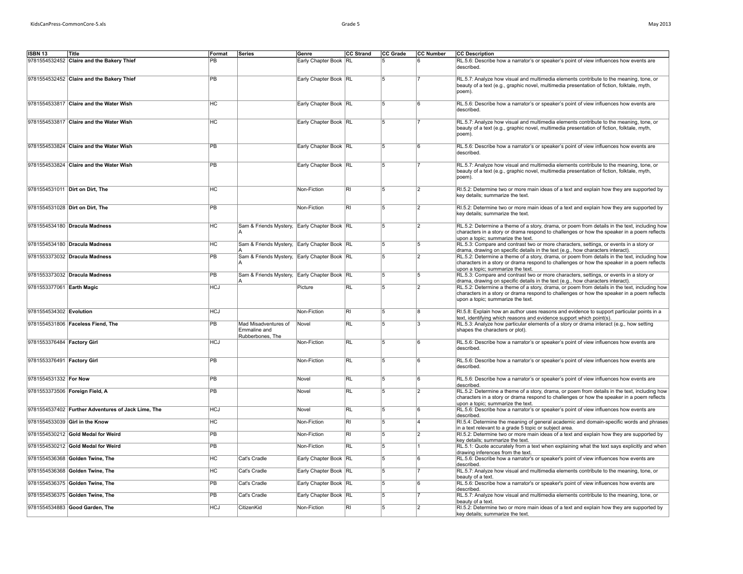| ISBN 13 | Title | Format | Series | Genre | CC Strand | CC Grade | CC Number | CC Description |
|---|---|---|---|---|---|---|---|---|
| 9781554532452 | **Claire and the Bakery Thief** | PB | | Early Chapter Book | RL | 5 | 6 | RL.5.6: Describe how a narrator's or speaker's point of view influences how events are described. |
| 9781554532452 | **Claire and the Bakery Thief** | PB | | Early Chapter Book | RL | 5 | 7 | RL.5.7: Analyze how visual and multimedia elements contribute to the meaning, tone, or beauty of a text (e.g., graphic novel, multimedia presentation of fiction, folktale, myth, poem). |
| 9781554533817 | **Claire and the Water Wish** | HC | | Early Chapter Book | RL | 5 | 6 | RL.5.6: Describe how a narrator's or speaker's point of view influences how events are described. |
| 9781554533817 | **Claire and the Water Wish** | HC | | Early Chapter Book | RL | 5 | 7 | RL.5.7: Analyze how visual and multimedia elements contribute to the meaning, tone, or beauty of a text (e.g., graphic novel, multimedia presentation of fiction, folktale, myth, poem). |
| 9781554533824 | **Claire and the Water Wish** | PB | | Early Chapter Book | RL | 5 | 6 | RL.5.6: Describe how a narrator's or speaker's point of view influences how events are described. |
| 9781554533824 | **Claire and the Water Wish** | PB | | Early Chapter Book | RL | 5 | 7 | RL.5.7: Analyze how visual and multimedia elements contribute to the meaning, tone, or beauty of a text (e.g., graphic novel, multimedia presentation of fiction, folktale, myth, poem). |
| 9781554531011 | **Dirt on Dirt, The** | HC | | Non-Fiction | RI | 5 | 2 | RI.5.2: Determine two or more main ideas of a text and explain how they are supported by key details; summarize the text. |
| 9781554531028 | **Dirt on Dirt, The** | PB | | Non-Fiction | RI | 5 | 2 | RI.5.2: Determine two or more main ideas of a text and explain how they are supported by key details; summarize the text. |
| 9781554534180 | **Dracula Madness** | HC | Sam & Friends Mystery, A | Early Chapter Book | RL | 5 | 2 | RL.5.2: Determine a theme of a story, drama, or poem from details in the text, including how characters in a story or drama respond to challenges or how the speaker in a poem reflects upon a topic; summarize the text. |
| 9781554534180 | **Dracula Madness** | HC | Sam & Friends Mystery, A | Early Chapter Book | RL | 5 | 5 | RL.5.3: Compare and contrast two or more characters, settings, or events in a story or drama, drawing on specific details in the text (e.g., how characters interact). |
| 9781553373032 | **Dracula Madness** | PB | Sam & Friends Mystery, A | Early Chapter Book | RL | 5 | 2 | RL.5.2: Determine a theme of a story, drama, or poem from details in the text, including how characters in a story or drama respond to challenges or how the speaker in a poem reflects upon a topic; summarize the text. |
| 9781553373032 | **Dracula Madness** | PB | Sam & Friends Mystery, A | Early Chapter Book | RL | 5 | 5 | RL.5.3: Compare and contrast two or more characters, settings, or events in a story or drama, drawing on specific details in the text (e.g., how characters interact). |
| 9781553377061 | **Earth Magic** | HCJ | | Picture | RL | 5 | 2 | RL.5.2: Determine a theme of a story, drama, or poem from details in the text, including how characters in a story or drama respond to challenges or how the speaker in a poem reflects upon a topic; summarize the text. |
| 9781554534302 | **Evolution** | HCJ | | Non-Fiction | RI | 5 | 8 | RI.5.8: Explain how an author uses reasons and evidence to support particular points in a text, identifying which reasons and evidence support which point(s). |
| 9781554531806 | **Faceless Fiend, The** | PB | Mad Misadventures of Emmaline and Rubberbones, The | Novel | RL | 5 | 3 | RL.5.3: Analyze how particular elements of a story or drama interact (e.g., how setting shapes the characters or plot). |
| 9781553376484 | **Factory Girl** | HCJ | | Non-Fiction | RL | 5 | 6 | RL.5.6: Describe how a narrator's or speaker's point of view influences how events are described. |
| 9781553376491 | **Factory Girl** | PB | | Non-Fiction | RL | 5 | 6 | RL.5.6: Describe how a narrator's or speaker's point of view influences how events are described. |
| 9781554531332 | **For Now** | PB | | Novel | RL | 5 | 6 | RL.5.6: Describe how a narrator's or speaker's point of view influences how events are described. |
| 9781553373506 | **Foreign Field, A** | PB | | Novel | RL | 5 | 2 | RL.5.2: Determine a theme of a story, drama, or poem from details in the text, including how characters in a story or drama respond to challenges or how the speaker in a poem reflects upon a topic; summarize the text. |
| 9781554537402 | **Further Adventures of Jack Lime, The** | HCJ | | Novel | RL | 5 | 6 | RL.5.6: Describe how a narrator's or speaker's point of view influences how events are described. |
| 9781554533039 | **Girl in the Know** | HC | | Non-Fiction | RI | 5 | 4 | RI.5.4: Determine the meaning of general academic and domain-specific words and phrases in a text relevant to a grade 5 topic or subject area. |
| 9781554530212 | **Gold Medal for Weird** | PB | | Non-Fiction | RI | 5 | 2 | RI.5.2: Determine two or more main ideas of a text and explain how they are supported by key details; summarize the text. |
| 9781554530212 | **Gold Medal for Weird** | PB | | Non-Fiction | RL | 5 | 1 | RL.5.1: Quote accurately from a text when explaining what the text says explicitly and when drawing inferences from the text. |
| 9781554536368 | **Golden Twine, The** | HC | Cat's Cradle | Early Chapter Book | RL | 5 | 6 | RL.5.6: Describe how a narrator's or speaker's point of view influences how events are described. |
| 9781554536368 | **Golden Twine, The** | HC | Cat's Cradle | Early Chapter Book | RL | 5 | 7 | RL.5.7: Analyze how visual and multimedia elements contribute to the meaning, tone, or beauty of a text. |
| 9781554536375 | **Golden Twine, The** | PB | Cat's Cradle | Early Chapter Book | RL | 5 | 6 | RL.5.6: Describe how a narrator's or speaker's point of view influences how events are described. |
| 9781554536375 | **Golden Twine, The** | PB | Cat's Cradle | Early Chapter Book | RL | 5 | 7 | RL.5.7: Analyze how visual and multimedia elements contribute to the meaning, tone, or beauty of a text. |
| 9781554534883 | **Good Garden, The** | HCJ | CitizenKid | Non-Fiction | RI | 5 | 2 | RI.5.2: Determine two or more main ideas of a text and explain how they are supported by key details; summarize the text. |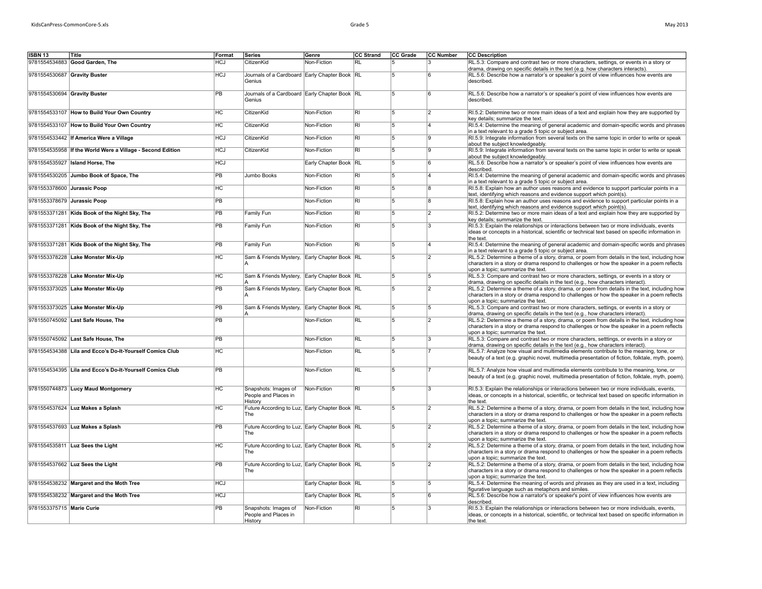| ISBN 13 | Title | Format | Series | Genre | CC Strand | CC Grade | CC Number | CC Description |
| --- | --- | --- | --- | --- | --- | --- | --- | --- |
| 9781554534883 | Good Garden, The | HCJ | CitizenKid | Non-Fiction | RL | 5 | 3 | RL.5.3: Compare and contrast two or more characters, settings, or events in a story or drama, drawing on specific details in the text (e.g. how characters interacts). |
| 9781554530687 | Gravity Buster | HCJ | Journals of a Cardboard Genius | Early Chapter Book | RL | 5 | 6 | RL.5.6: Describe how a narrator's or speaker's point of view influences how events are described. |
| 9781554530694 | Gravity Buster | PB | Journals of a Cardboard Genius | Early Chapter Book | RL | 5 | 6 | RL.5.6: Describe how a narrator's or speaker's point of view influences how events are described. |
| 9781554533107 | How to Build Your Own Country | HC | CitizenKid | Non-Fiction | RI | 5 | 2 | RI.5.2: Determine two or more main ideas of a text and explain how they are supported by key details; summarize the text. |
| 9781554533107 | How to Build Your Own Country | HC | CitizenKid | Non-Fiction | RI | 5 | 4 | RI.5.4: Determine the meaning of general academic and domain-specific words and phrases in a text relevant to a grade 5 topic or subject area. |
| 9781554533442 | If America Were a Village | HCJ | CitizenKid | Non-Fiction | RI | 5 | 9 | RI.5.9: Integrate information from several texts on the same topic in order to write or speak about the subject knowledgeably. |
| 9781554535958 | If the World Were a Village - Second Edition | HCJ | CitizenKid | Non-Fiction | RI | 5 | 9 | RI.5.9: Integrate information from several texts on the same topic in order to write or speak about the subject knowledgeably. |
| 9781554535927 | Island Horse, The | HCJ | | Early Chapter Book | RL | 5 | 6 | RL.5.6: Describe how a narrator's or speaker's point of view influences how events are described. |
| 9781554530205 | Jumbo Book of Space, The | PB | Jumbo Books | Non-Fiction | RI | 5 | 4 | RI.5.4: Determine the meaning of general academic and domain-specific words and phrases in a text relevant to a grade 5 topic or subject area. |
| 9781553378600 | Jurassic Poop | HC | | Non-Fiction | RI | 5 | 8 | RI.5.8: Explain how an author uses reasons and evidence to support particular points in a text, identifying which reasons and evidence support which point(s). |
| 9781553378679 | Jurassic Poop | PB | | Non-Fiction | RI | 5 | 8 | RI.5.8: Explain how an author uses reasons and evidence to support particular points in a text, identifying which reasons and evidence support which point(s). |
| 9781553371281 | Kids Book of the Night Sky, The | PB | Family Fun | Non-Fiction | RI | 5 | 2 | RI.5.2: Determine two or more main ideas of a text and explain how they are supported by key details; summarize the text. |
| 9781553371281 | Kids Book of the Night Sky, The | PB | Family Fun | Non-Fiction | RI | 5 | 3 | RI.5.3: Explain the relationships or interactions between two or more individuals, events ideas or concepts in a historical, scientific or technical text based on specific information in the text. |
| 9781553371281 | Kids Book of the Night Sky, The | PB | Family Fun | Non-Fiction | Ri | 5 | 4 | RI.5.4: Determine the meaning of general academic and domain-specific words and phrases in a text relevant to a grade 5 topic or subject area. |
| 9781553378228 | Lake Monster Mix-Up | HC | Sam & Friends Mystery, A | Early Chapter Book | RL | 5 | 2 | RL.5.2: Determine a theme of a story, drama, or poem from details in the text, including how characters in a story or drama respond to challenges or how the speaker in a poem reflects upon a topic; summarize the text. |
| 9781553378228 | Lake Monster Mix-Up | HC | Sam & Friends Mystery, A | Early Chapter Book | RL | 5 | 5 | RL.5.3: Compare and contrast two or more characters, settings, or events in a story or drama, drawing on specific details in the text (e.g., how characters interact). |
| 9781553373025 | Lake Monster Mix-Up | PB | Sam & Friends Mystery, A | Early Chapter Book | RL | 5 | 2 | RL.5.2: Determine a theme of a story, drama, or poem from details in the text, including how characters in a story or drama respond to challenges or how the speaker in a poem reflects upon a topic; summarize the text. |
| 9781553373025 | Lake Monster Mix-Up | PB | Sam & Friends Mystery, A | Early Chapter Book | RL | 5 | 5 | RL.5.3: Compare and contrast two or more characters, settings, or events in a story or drama, drawing on specific details in the text (e.g., how characters interact). |
| 9781550745092 | Last Safe House, The | PB | | Non-Fiction | RL | 5 | 2 | RL.5.2: Determine a theme of a story, drama, or poem from details in the text, including how characters in a story or drama respond to challenges or how the speaker in a poem reflects upon a topic; summarize the text. |
| 9781550745092 | Last Safe House, The | PB | | Non-Fiction | RL | 5 | 3 | RL.5.3: Compare and contrast two or more characters, setttings, or events in a story or drama, drawing on specific details in the text (e.g., how characters interact). |
| 9781554534388 | Lila and Ecco's Do-It-Yourself Comics Club | HC | | Non-Fiction | RL | 5 | 7 | RL.5.7: Analyze how visual and multimedia elements contribute to the meaning, tone, or beauty of a text (e.g. graphic novel, multimedia presentation of fiction, folktale, myth, poem). |
| 9781554534395 | Lila and Ecco's Do-It-Yourself Comics Club | PB | | Non-Fiction | RL | 5 | 7 | RL.5.7: Analyze how visual and multimedia elements contribute to the meaning, tone, or beauty of a text (e.g. graphic novel, multimedia presentation of fiction, folktale, myth, poem). |
| 9781550744873 | Lucy Maud Montgomery | HC | Snapshots: Images of People and Places in History | Non-Fiction | RI | 5 | 3 | RI.5.3: Explain the relationships or interactions between two or more individuals, events, ideas, or concepts in a historical, scientific, or technical text based on specific information in the text. |
| 9781554537624 | Luz Makes a Splash | HC | Future According to Luz, The | Early Chapter Book | RL | 5 | 2 | RL.5.2: Determine a theme of a story, drama, or poem from details in the text, including how characters in a story or drama respond to challenges or how the speaker in a poem reflects upon a topic; summarize the text. |
| 9781554537693 | Luz Makes a Splash | PB | Future According to Luz, The | Early Chapter Book | RL | 5 | 2 | RL.5.2: Determine a theme of a story, drama, or poem from details in the text, including how characters in a story or drama respond to challenges or how the speaker in a poem reflects upon a topic; summarize the text. |
| 9781554535811 | Luz Sees the Light | HC | Future According to Luz, The | Early Chapter Book | RL | 5 | 2 | RL.5.2: Determine a theme of a story, drama, or poem from details in the text, including how characters in a story or drama respond to challenges or how the speaker in a poem reflects upon a topic; summarize the text. |
| 9781554537662 | Luz Sees the Light | PB | Future According to Luz, The | Early Chapter Book | RL | 5 | 2 | RL.5.2: Determine a theme of a story, drama, or poem from details in the text, including how characters in a story or drama respond to challenges or how the speaker in a poem reflects upon a topic; summarize the text. |
| 9781554538232 | Margaret and the Moth Tree | HCJ | | Early Chapter Book | RL | 5 | 5 | RL.5.4: Determine the meaning of words and phrases as they are used in a text, including figurative language such as metaphors and similes. |
| 9781554538232 | Margaret and the Moth Tree | HCJ | | Early Chapter Book | RL | 5 | 6 | RL.5.6: Describe how a narrator's or speaker's point of view influences how events are described. |
| 9781553375715 | Marie Curie | PB | Snapshots: Images of People and Places in History | Non-Fiction | RI | 5 | 3 | RI.5.3: Explain the relationships or interactions between two or more individuals, events, ideas, or concepts in a historical, scientific, or technical text based on specific information in the text. |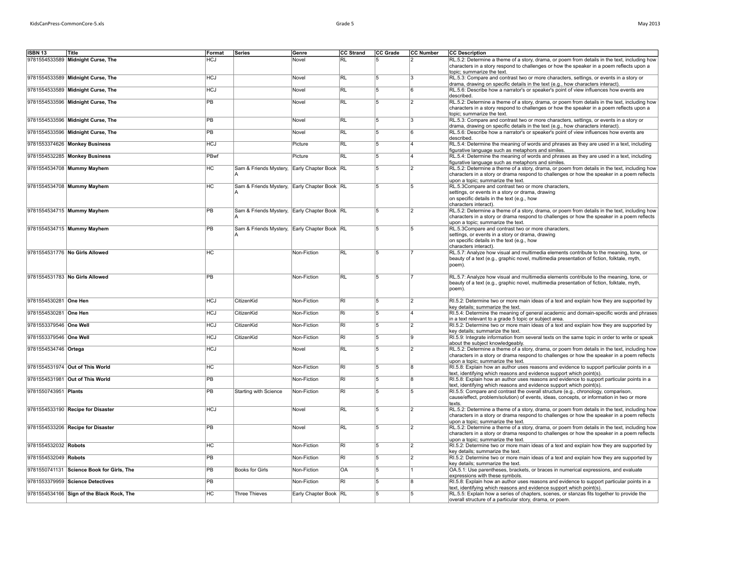| ISBN 13 | Title | Format | Series | Genre | CC Strand | CC Grade | CC Number | CC Description |
|---|---|---|---|---|---|---|---|---|
| 9781554533589 | **Midnight Curse, The** | HCJ | | Novel | RL | 5 | 2 | RL.5.2: Determine a theme of a story, drama, or poem from details in the text, including how characters in a story respond to challenges or how the speaker in a poem reflects upon a topic; summarize the text. |
| 9781554533589 | **Midnight Curse, The** | HCJ | | Novel | RL | 5 | 3 | RL.5.3: Compare and contrast two or more characters, settings, or events in a story or drama, drawing on specific details in the text (e.g., how characters interact). |
| 9781554533589 | **Midnight Curse, The** | HCJ | | Novel | RL | 5 | 6 | RL.5.6: Describe how a narrator's or speaker's point of view influences how events are described. |
| 9781554533596 | **Midnight Curse, The** | PB | | Novel | RL | 5 | 2 | RL.5.2: Determine a theme of a story, drama, or poem from details in the text, including how characters in a story respond to challenges or how the speaker in a poem reflects upon a topic; summarize the text. |
| 9781554533596 | **Midnight Curse, The** | PB | | Novel | RL | 5 | 3 | RL.5.3: Compare and contrast two or more characters, settings, or events in a story or drama, drawing on specific details in the text (e.g., how characters interact). |
| 9781554533596 | **Midnight Curse, The** | PB | | Novel | RL | 5 | 6 | RL.5.6: Describe how a narrator's or speaker's point of view influences how events are described. |
| 9781553374626 | **Monkey Business** | HCJ | | Picture | RL | 5 | 4 | RL.5.4: Determine the meaning of words and phrases as they are used in a text, including figurative language such as metaphors and similes. |
| 9781554532285 | **Monkey Business** | PBwf | | Picture | RL | 5 | 4 | RL.5.4: Determine the meaning of words and phrases as they are used in a text, including figurative language such as metaphors and similes. |
| 9781554534708 | **Mummy Mayhem** | HC | Sam & Friends Mystery, A | Early Chapter Book | RL | 5 | 2 | RL.5.2: Determine a theme of a story, drama, or poem from details in the text, including how characters in a story or drama respond to challenges or how the speaker in a poem reflects upon a topic; summarize the text. |
| 9781554534708 | **Mummy Mayhem** | HC | Sam & Friends Mystery, A | Early Chapter Book | RL | 5 | 5 | RL.5.3Compare and contrast two or more characters, settings, or events in a story or drama, drawing on specific details in the text (e.g., how characters interact). |
| 9781554534715 | **Mummy Mayhem** | PB | Sam & Friends Mystery, A | Early Chapter Book | RL | 5 | 2 | RL.5.2: Determine a theme of a story, drama, or poem from details in the text, including how characters in a story or drama respond to challenges or how the speaker in a poem reflects upon a topic; summarize the text. |
| 9781554534715 | **Mummy Mayhem** | PB | Sam & Friends Mystery, A | Early Chapter Book | RL | 5 | 5 | RL.5.3Compare and contrast two or more characters, settings, or events in a story or drama, drawing on specific details in the text (e.g., how characters interact). |
| 9781554531776 | **No Girls Allowed** | HC | | Non-Fiction | RL | 5 | 7 | RL.5.7: Analyze how visual and multimedia elements contribute to the meaning, tone, or beauty of a text (e.g., graphic novel, multimedia presentation of fiction, folktale, myth, poem). |
| 9781554531783 | **No Girls Allowed** | PB | | Non-Fiction | RL | 5 | 7 | RL.5.7: Analyze how visual and multimedia elements contribute to the meaning, tone, or beauty of a text (e.g., graphic novel, multimedia presentation of fiction, folktale, myth, poem). |
| 9781554530281 | **One Hen** | HCJ | CitizenKid | Non-Fiction | RI | 5 | 2 | RI.5.2: Determine two or more main ideas of a text and explain how they are supported by key details; summarize the text. |
| 9781554530281 | **One Hen** | HCJ | CitizenKid | Non-Fiction | Ri | 5 | 4 | RI.5.4: Determine the meaning of general academic and domain-specific words and phrases in a text relevant to a grade 5 topic or subject area. |
| 9781553379546 | **One Well** | HCJ | CitizenKid | Non-Fiction | RI | 5 | 2 | RI.5.2: Determine two or more main ideas of a text and explain how they are supported by key details; summarize the text. |
| 9781553379546 | **One Well** | HCJ | CitizenKid | Non-Fiction | RI | 5 | 9 | RI.5.9: Integrate information from several texts on the same topic in order to write or speak about the subject knowledgeably. |
| 9781554534746 | **Ortega** | HCJ | | Novel | RL | 5 | 2 | RL.5.2: Determine a theme of a story, drama, or poem from details in the text, including how characters in a story or drama respond to challenges or how the speaker in a poem reflects upon a topic; summarize the text. |
| 9781554531974 | **Out of This World** | HC | | Non-Fiction | RI | 5 | 8 | RI.5.8: Explain how an author uses reasons and evidence to support particular points in a text, identifying which reasons and evidence support which point(s). |
| 9781554531981 | **Out of This World** | PB | | Non-Fiction | RI | 5 | 8 | RI.5.8: Explain how an author uses reasons and evidence to support particular points in a text, identifying which reasons and evidence support which point(s). |
| 9781550743951 | **Plants** | PB | Starting with Science | Non-Fiction | RI | 5 | 5 | RI.5.5: Compare and contrast the overall structure (e.g., chronology, comparison, cause/effect, problem/solution) of events, ideas, concepts, or information in two or more texts. |
| 9781554533190 | **Recipe for Disaster** | HCJ | | Novel | RL | 5 | 2 | RL.5.2: Determine a theme of a story, drama, or poem from details in the text, including how characters in a story or drama respond to challenges or how the speaker in a poem reflects upon a topic; summarize the text. |
| 9781554533206 | **Recipe for Disaster** | PB | | Novel | RL | 5 | 2 | RL.5.2: Determine a theme of a story, drama, or poem from details in the text, including how characters in a story or drama respond to challenges or how the speaker in a poem reflects upon a topic; summarize the text. |
| 9781554532032 | **Robots** | HC | | Non-Fiction | RI | 5 | 2 | RI.5.2: Determine two or more main ideas of a text and explain how they are supported by key details; summarize the text. |
| 9781554532049 | **Robots** | PB | | Non-Fiction | RI | 5 | 2 | RI.5.2: Determine two or more main ideas of a text and explain how they are supported by key details; summarize the text. |
| 9781550741131 | **Science Book for Girls, The** | PB | Books for Girls | Non-Fiction | OA | 5 | 1 | OA.5.1: Use parentheses, brackets, or braces in numerical expressions, and evaluate expressions with these symbols. |
| 9781553379959 | **Science Detectives** | PB | | Non-Fiction | RI | 5 | 8 | RI.5.8: Explain how an author uses reasons and evidence to support particular points in a text, identifying which reasons and evidence support which point(s). |
| 9781554534166 | **Sign of the Black Rock, The** | HC | Three Thieves | Early Chapter Book | RL | 5 | 5 | RL.5.5: Explain how a series of chapters, scenes, or stanzas fits together to provide the overall structure of a particular story, drama, or poem. |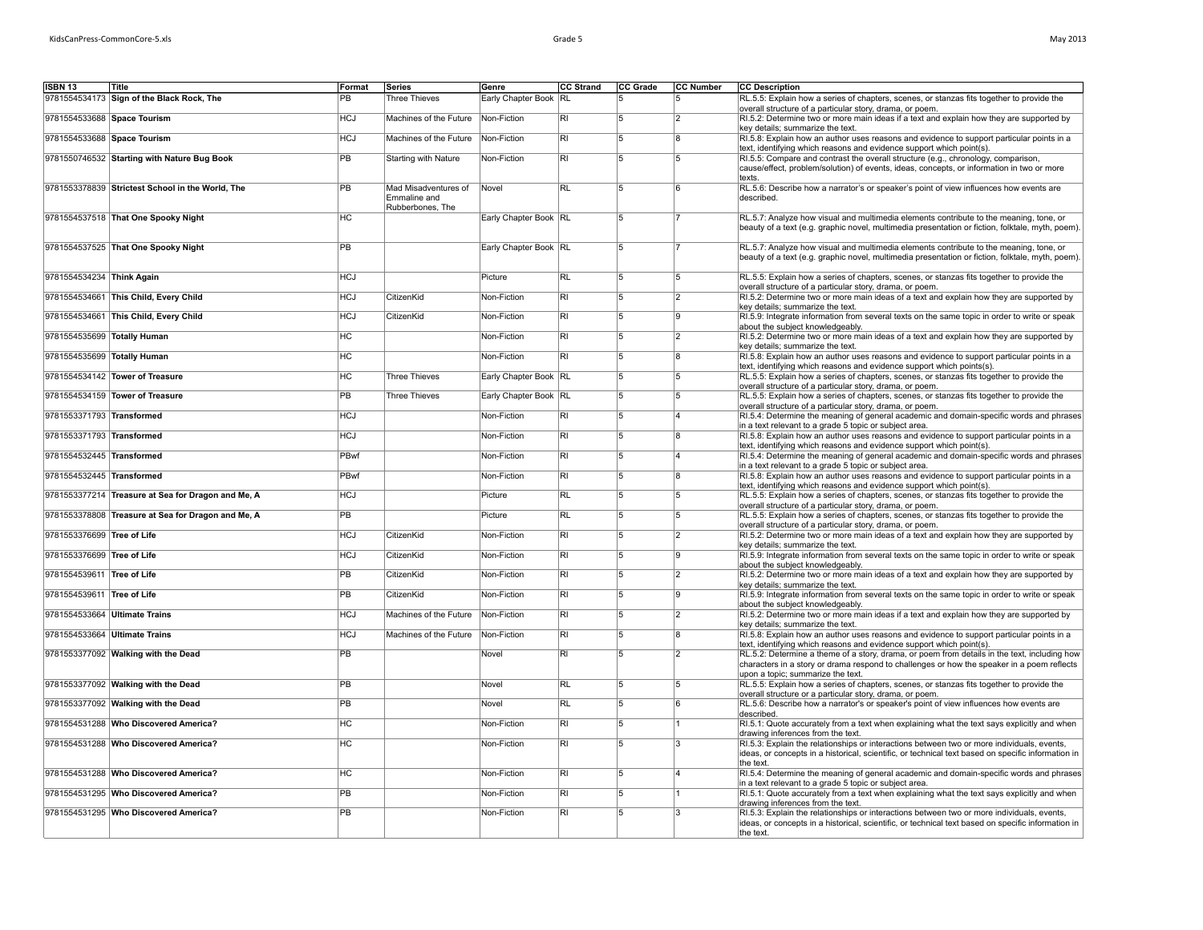| ISBN 13 | Title | Format | Series | Genre | CC Strand | CC Grade | CC Number | CC Description |
|---|---|---|---|---|---|---|---|---|
| 9781554534173 | **Sign of the Black Rock, The** | PB | Three Thieves | Early Chapter Book | RL | 5 | 5 | RL.5.5: Explain how a series of chapters, scenes, or stanzas fits together to provide the overall structure of a particular story, drama, or poem. |
| 9781554533688 | **Space Tourism** | HCJ | Machines of the Future | Non-Fiction | RI | 5 | 2 | RI.5.2: Determine two or more main ideas if a text and explain how they are supported by key details; summarize the text. |
| 9781554533688 | **Space Tourism** | HCJ | Machines of the Future | Non-Fiction | RI | 5 | 8 | RI.5.8: Explain how an author uses reasons and evidence to support particular points in a text, identifying which reasons and evidence support which point(s). |
| 9781550746532 | **Starting with Nature Bug Book** | PB | Starting with Nature | Non-Fiction | RI | 5 | 5 | RI.5.5: Compare and contrast the overall structure (e.g., chronology, comparison, cause/effect, problem/solution) of events, ideas, concepts, or information in two or more texts. |
| 9781553378839 | **Strictest School in the World, The** | PB | Mad Misadventures of Emmaline and Rubberbones, The | Novel | RL | 5 | 6 | RL.5.6: Describe how a narrator's or speaker's point of view influences how events are described. |
| 9781554537518 | **That One Spooky Night** | HC | | Early Chapter Book | RL | 5 | 7 | RL.5.7: Analyze how visual and multimedia elements contribute to the meaning, tone, or beauty of a text (e.g. graphic novel, multimedia presentation or fiction, folktale, myth, poem). |
| 9781554537525 | **That One Spooky Night** | PB | | Early Chapter Book | RL | 5 | 7 | RL.5.7: Analyze how visual and multimedia elements contribute to the meaning, tone, or beauty of a text (e.g. graphic novel, multimedia presentation or fiction, folktale, myth, poem). |
| 9781554534234 | **Think Again** | HCJ | | Picture | RL | 5 | 5 | RL.5.5: Explain how a series of chapters, scenes, or stanzas fits together to provide the overall structure of a particular story, drama, or poem. |
| 9781554534661 | **This Child, Every Child** | HCJ | CitizenKid | Non-Fiction | RI | 5 | 2 | RI.5.2: Determine two or more main ideas of a text and explain how they are supported by key details; summarize the text. |
| 9781554534661 | **This Child, Every Child** | HCJ | CitizenKid | Non-Fiction | RI | 5 | 9 | RI.5.9: Integrate information from several texts on the same topic in order to write or speak about the subject knowledgeably. |
| 9781554535699 | **Totally Human** | HC | | Non-Fiction | RI | 5 | 2 | RI.5.2: Determine two or more main ideas of a text and explain how they are supported by key details; summarize the text. |
| 9781554535699 | **Totally Human** | HC | | Non-Fiction | RI | 5 | 8 | RI.5.8: Explain how an author uses reasons and evidence to support particular points in a text, identifying which reasons and evidence support which points(s). |
| 9781554534142 | **Tower of Treasure** | HC | Three Thieves | Early Chapter Book | RL | 5 | 5 | RL.5.5: Explain how a series of chapters, scenes, or stanzas fits together to provide the overall structure of a particular story, drama, or poem. |
| 9781554534159 | **Tower of Treasure** | PB | Three Thieves | Early Chapter Book | RL | 5 | 5 | RL.5.5: Explain how a series of chapters, scenes, or stanzas fits together to provide the overall structure of a particular story, drama, or poem. |
| 9781553371793 | **Transformed** | HCJ | | Non-Fiction | RI | 5 | 4 | RI.5.4: Determine the meaning of general academic and domain-specific words and phrases in a text relevant to a grade 5 topic or subject area. |
| 9781553371793 | **Transformed** | HCJ | | Non-Fiction | RI | 5 | 8 | RI.5.8: Explain how an author uses reasons and evidence to support particular points in a text, identifying which reasons and evidence support which point(s). |
| 9781554532445 | **Transformed** | PBwf | | Non-Fiction | RI | 5 | 4 | RI.5.4: Determine the meaning of general academic and domain-specific words and phrases in a text relevant to a grade 5 topic or subject area. |
| 9781554532445 | **Transformed** | PBwf | | Non-Fiction | RI | 5 | 8 | RI.5.8: Explain how an author uses reasons and evidence to support particular points in a text, identifying which reasons and evidence support which point(s). |
| 9781553377214 | **Treasure at Sea for Dragon and Me, A** | HCJ | | Picture | RL | 5 | 5 | RL.5.5: Explain how a series of chapters, scenes, or stanzas fits together to provide the overall structure of a particular story, drama, or poem. |
| 9781553378808 | **Treasure at Sea for Dragon and Me, A** | PB | | Picture | RL | 5 | 5 | RL.5.5: Explain how a series of chapters, scenes, or stanzas fits together to provide the overall structure of a particular story, drama, or poem. |
| 9781553376699 | **Tree of Life** | HCJ | CitizenKid | Non-Fiction | RI | 5 | 2 | RI.5.2: Determine two or more main ideas of a text and explain how they are supported by key details; summarize the text. |
| 9781553376699 | **Tree of Life** | HCJ | CitizenKid | Non-Fiction | RI | 5 | 9 | RI.5.9: Integrate information from several texts on the same topic in order to write or speak about the subject knowledgeably. |
| 9781554539611 | **Tree of Life** | PB | CitizenKid | Non-Fiction | RI | 5 | 2 | RI.5.2: Determine two or more main ideas of a text and explain how they are supported by key details; summarize the text. |
| 9781554539611 | **Tree of Life** | PB | CitizenKid | Non-Fiction | RI | 5 | 9 | RI.5.9: Integrate information from several texts on the same topic in order to write or speak about the subject knowledgeably. |
| 9781554533664 | **Ultimate Trains** | HCJ | Machines of the Future | Non-Fiction | RI | 5 | 2 | RI.5.2: Determine two or more main ideas if a text and explain how they are supported by key details; summarize the text. |
| 9781554533664 | **Ultimate Trains** | HCJ | Machines of the Future | Non-Fiction | RI | 5 | 8 | RI.5.8: Explain how an author uses reasons and evidence to support particular points in a text, identifying which reasons and evidence support which point(s). |
| 9781553377092 | **Walking with the Dead** | PB | | Novel | RI | 5 | 2 | RL.5.2: Determine a theme of a story, drama, or poem from details in the text, including how characters in a story or drama respond to challenges or how the speaker in a poem reflects upon a topic; summarize the text. |
| 9781553377092 | **Walking with the Dead** | PB | | Novel | RL | 5 | 5 | RL.5.5: Explain how a series of chapters, scenes, or stanzas fits together to provide the overall structure or a particular story, drama, or poem. |
| 9781553377092 | **Walking with the Dead** | PB | | Novel | RL | 5 | 6 | RL.5.6: Describe how a narrator's or speaker's point of view influences how events are described. |
| 9781554531288 | **Who Discovered America?** | HC | | Non-Fiction | RI | 5 | 1 | RI.5.1: Quote accurately from a text when explaining what the text says explicitly and when drawing inferences from the text. |
| 9781554531288 | **Who Discovered America?** | HC | | Non-Fiction | RI | 5 | 3 | RI.5.3: Explain the relationships or interactions between two or more individuals, events, ideas, or concepts in a historical, scientific, or technical text based on specific information in the text. |
| 9781554531288 | **Who Discovered America?** | HC | | Non-Fiction | RI | 5 | 4 | RI.5.4: Determine the meaning of general academic and domain-specific words and phrases in a text relevant to a grade 5 topic or subject area. |
| 9781554531295 | **Who Discovered America?** | PB | | Non-Fiction | RI | 5 | 1 | RI.5.1: Quote accurately from a text when explaining what the text says explicitly and when drawing inferences from the text. |
| 9781554531295 | **Who Discovered America?** | PB | | Non-Fiction | RI | 5 | 3 | RI.5.3: Explain the relationships or interactions between two or more individuals, events, ideas, or concepts in a historical, scientific, or technical text based on specific information in the text. |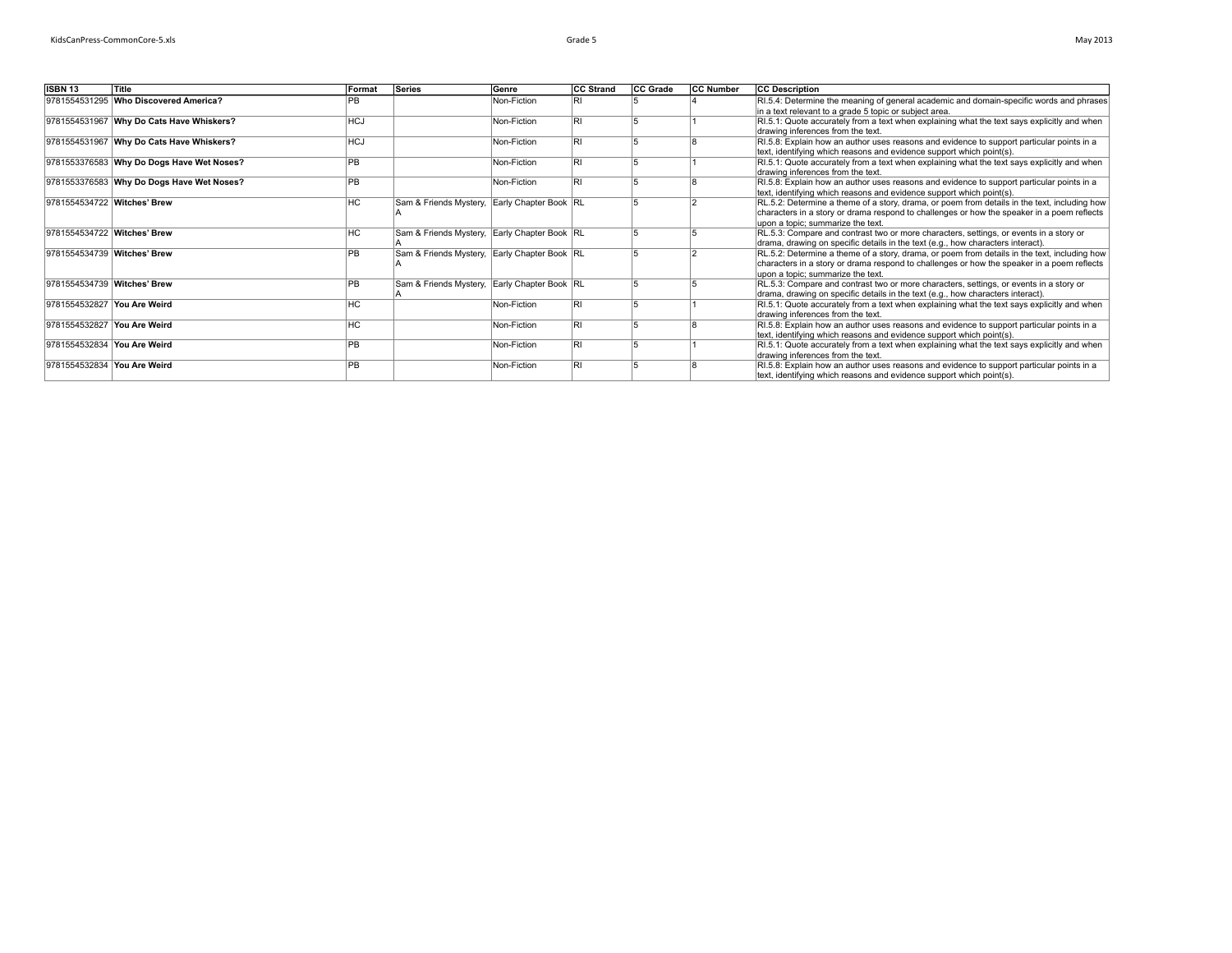| ISBN 13 | Title | Format | Series | Genre | CC Strand | CC Grade | CC Number | CC Description |
|---|---|---|---|---|---|---|---|---|
| 9781554531295 | **Who Discovered America?** | PB | | Non-Fiction | RI | 5 | 4 | RI.5.4: Determine the meaning of general academic and domain-specific words and phrases in a text relevant to a grade 5 topic or subject area. |
| 9781554531967 | **Why Do Cats Have Whiskers?** | HCJ | | Non-Fiction | RI | 5 | 1 | RI.5.1: Quote accurately from a text when explaining what the text says explicitly and when drawing inferences from the text. |
| 9781554531967 | **Why Do Cats Have Whiskers?** | HCJ | | Non-Fiction | RI | 5 | 8 | RI.5.8: Explain how an author uses reasons and evidence to support particular points in a text, identifying which reasons and evidence support which point(s). |
| 9781553376583 | **Why Do Dogs Have Wet Noses?** | PB | | Non-Fiction | RI | 5 | 1 | RI.5.1: Quote accurately from a text when explaining what the text says explicitly and when drawing inferences from the text. |
| 9781553376583 | **Why Do Dogs Have Wet Noses?** | PB | | Non-Fiction | RI | 5 | 8 | RI.5.8: Explain how an author uses reasons and evidence to support particular points in a text, identifying which reasons and evidence support which point(s). |
| 9781554534722 | **Witches' Brew** | HC | Sam & Friends Mystery, A | Early Chapter Book | RL | 5 | 2 | RL.5.2: Determine a theme of a story, drama, or poem from details in the text, including how characters in a story or drama respond to challenges or how the speaker in a poem reflects upon a topic; summarize the text. |
| 9781554534722 | **Witches' Brew** | HC | Sam & Friends Mystery, A | Early Chapter Book | RL | 5 | 5 | RL.5.3: Compare and contrast two or more characters, settings, or events in a story or drama, drawing on specific details in the text (e.g., how characters interact). |
| 9781554534739 | **Witches' Brew** | PB | Sam & Friends Mystery, A | Early Chapter Book | RL | 5 | 2 | RL.5.2: Determine a theme of a story, drama, or poem from details in the text, including how characters in a story or drama respond to challenges or how the speaker in a poem reflects upon a topic; summarize the text. |
| 9781554534739 | **Witches' Brew** | PB | Sam & Friends Mystery, A | Early Chapter Book | RL | 5 | 5 | RL.5.3: Compare and contrast two or more characters, settings, or events in a story or drama, drawing on specific details in the text (e.g., how characters interact). |
| 9781554532827 | **You Are Weird** | HC | | Non-Fiction | RI | 5 | 1 | RI.5.1: Quote accurately from a text when explaining what the text says explicitly and when drawing inferences from the text. |
| 9781554532827 | **You Are Weird** | HC | | Non-Fiction | RI | 5 | 8 | RI.5.8: Explain how an author uses reasons and evidence to support particular points in a text, identifying which reasons and evidence support which point(s). |
| 9781554532834 | **You Are Weird** | PB | | Non-Fiction | RI | 5 | 1 | RI.5.1: Quote accurately from a text when explaining what the text says explicitly and when drawing inferences from the text. |
| 9781554532834 | **You Are Weird** | PB | | Non-Fiction | RI | 5 | 8 | RI.5.8: Explain how an author uses reasons and evidence to support particular points in a text, identifying which reasons and evidence support which point(s). |